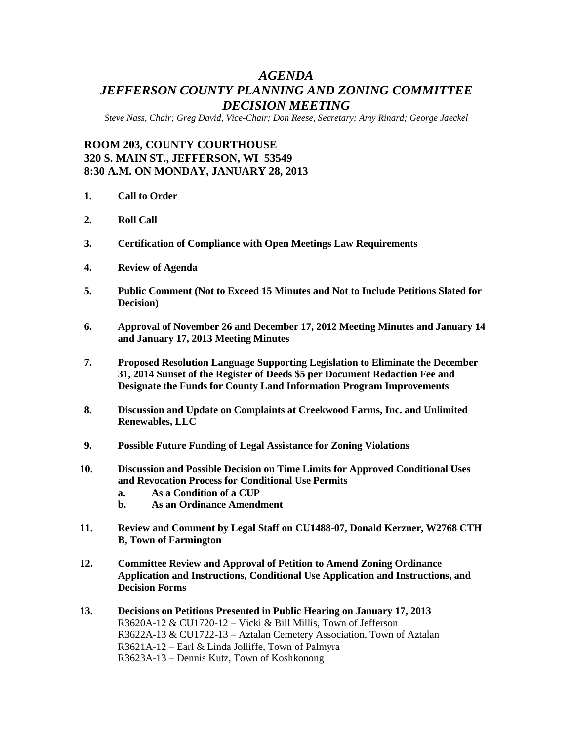# *AGENDA*
# *JEFFERSON COUNTY PLANNING AND ZONING COMMITTEE DECISION MEETING*

*Steve Nass, Chair; Greg David, Vice-Chair; Don Reese, Secretary; Amy Rinard; George Jaeckel*

**ROOM 203, COUNTY COURTHOUSE**
**320 S. MAIN ST., JEFFERSON, WI 53549**
**8:30 A.M. ON MONDAY, JANUARY 28, 2013**

1. **Call to Order**

2. **Roll Call**

3. **Certification of Compliance with Open Meetings Law Requirements**

4. **Review of Agenda**

5. **Public Comment (Not to Exceed 15 Minutes and Not to Include Petitions Slated for Decision)**

6. **Approval of November 26 and December 17, 2012 Meeting Minutes and January 14 and January 17, 2013 Meeting Minutes**

7. **Proposed Resolution Language Supporting Legislation to Eliminate the December 31, 2014 Sunset of the Register of Deeds $5 per Document Redaction Fee and Designate the Funds for County Land Information Program Improvements**

8. **Discussion and Update on Complaints at Creekwood Farms, Inc. and Unlimited Renewables, LLC**

9. **Possible Future Funding of Legal Assistance for Zoning Violations**

10. **Discussion and Possible Decision on Time Limits for Approved Conditional Uses and Revocation Process for Conditional Use Permits**
    a. **As a Condition of a CUP**
    b. **As an Ordinance Amendment**

11. **Review and Comment by Legal Staff on CU1488-07, Donald Kerzner, W2768 CTH B, Town of Farmington**

12. **Committee Review and Approval of Petition to Amend Zoning Ordinance Application and Instructions, Conditional Use Application and Instructions, and Decision Forms**

13. **Decisions on Petitions Presented in Public Hearing on January 17, 2013**
    R3620A-12 & CU1720-12 – Vicki & Bill Millis, Town of Jefferson
    R3622A-13 & CU1722-13 – Aztalan Cemetery Association, Town of Aztalan
    R3621A-12 – Earl & Linda Jolliffe, Town of Palmyra
    R3623A-13 – Dennis Kutz, Town of Koshkonong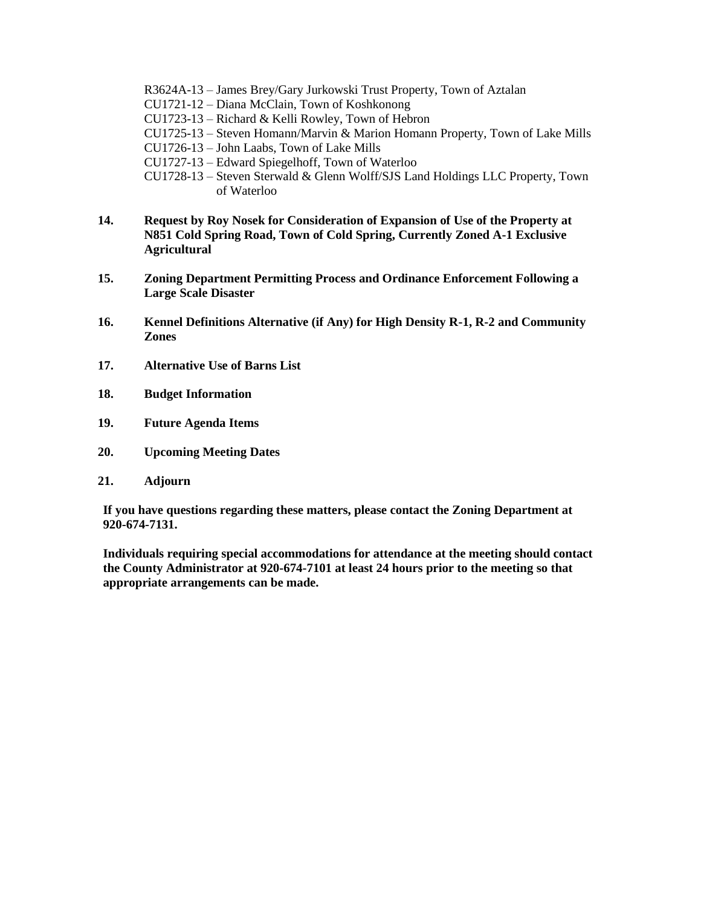R3624A-13 – James Brey/Gary Jurkowski Trust Property, Town of Aztalan
CU1721-12 – Diana McClain, Town of Koshkonong
CU1723-13 – Richard & Kelli Rowley, Town of Hebron
CU1725-13 – Steven Homann/Marvin & Marion Homann Property, Town of Lake Mills
CU1726-13 – John Laabs, Town of Lake Mills
CU1727-13 – Edward Spiegelhoff, Town of Waterloo
CU1728-13 – Steven Sterwald & Glenn Wolff/SJS Land Holdings LLC Property, Town of Waterloo

**14. Request by Roy Nosek for Consideration of Expansion of Use of the Property at N851 Cold Spring Road, Town of Cold Spring, Currently Zoned A-1 Exclusive Agricultural**

**15. Zoning Department Permitting Process and Ordinance Enforcement Following a Large Scale Disaster**

**16. Kennel Definitions Alternative (if Any) for High Density R-1, R-2 and Community Zones**

**17. Alternative Use of Barns List**

**18. Budget Information**

**19. Future Agenda Items**

**20. Upcoming Meeting Dates**

**21. Adjourn**

**If you have questions regarding these matters, please contact the Zoning Department at 920-674-7131.**

**Individuals requiring special accommodations for attendance at the meeting should contact the County Administrator at 920-674-7101 at least 24 hours prior to the meeting so that appropriate arrangements can be made.**